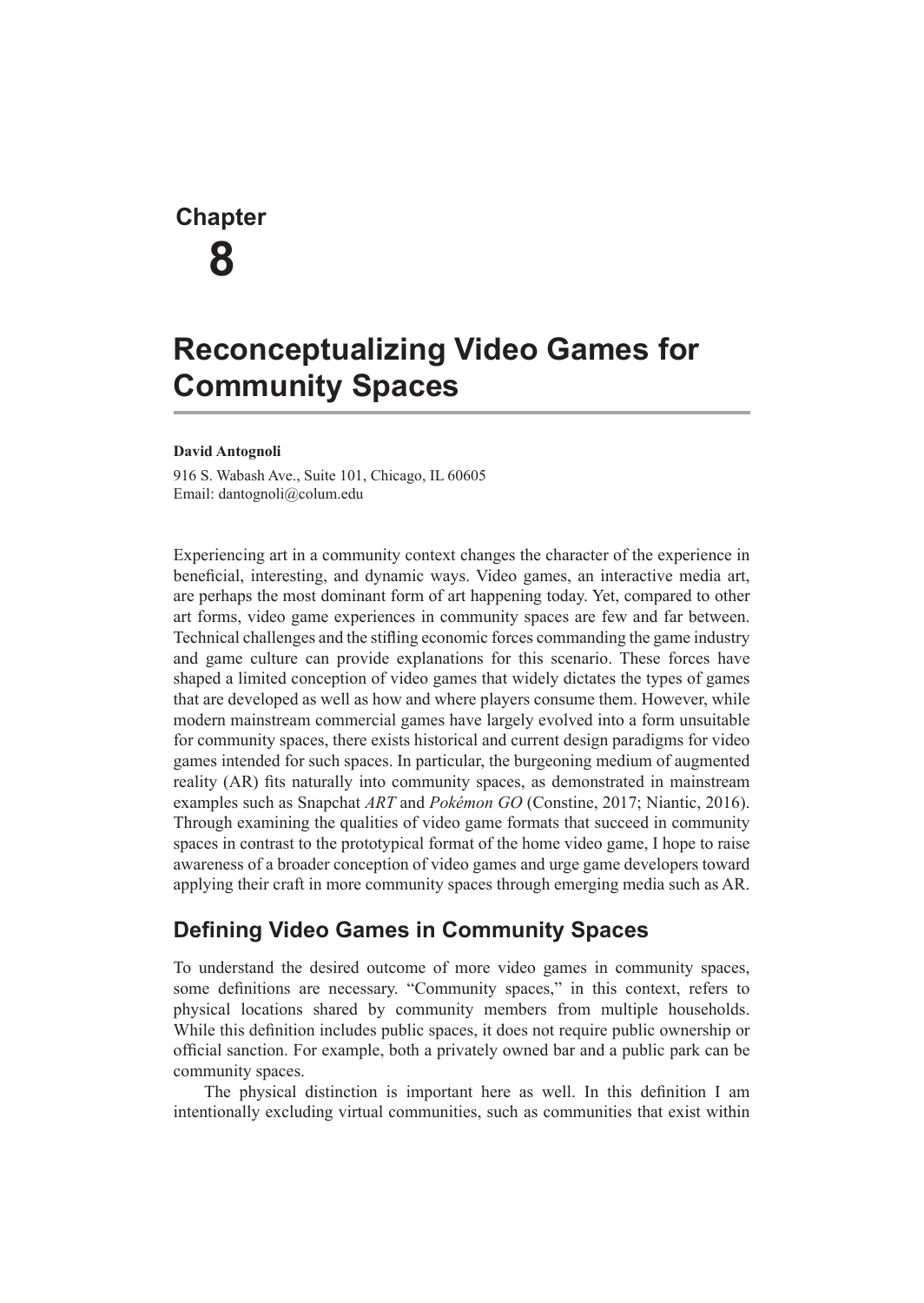# Chapter 8

# Reconceptualizing Video Games for Community Spaces

**David Antognoli**

916 S. Wabash Ave., Suite 101, Chicago, IL 60605
Email: dantognoli@colum.edu

Experiencing art in a community context changes the character of the experience in beneficial, interesting, and dynamic ways. Video games, an interactive media art, are perhaps the most dominant form of art happening today. Yet, compared to other art forms, video game experiences in community spaces are few and far between. Technical challenges and the stifling economic forces commanding the game industry and game culture can provide explanations for this scenario. These forces have shaped a limited conception of video games that widely dictates the types of games that are developed as well as how and where players consume them. However, while modern mainstream commercial games have largely evolved into a form unsuitable for community spaces, there exists historical and current design paradigms for video games intended for such spaces. In particular, the burgeoning medium of augmented reality (AR) fits naturally into community spaces, as demonstrated in mainstream examples such as Snapchat *ART* and *Pokémon GO* (Constine, 2017; Niantic, 2016). Through examining the qualities of video game formats that succeed in community spaces in contrast to the prototypical format of the home video game, I hope to raise awareness of a broader conception of video games and urge game developers toward applying their craft in more community spaces through emerging media such as AR.

## Defining Video Games in Community Spaces

To understand the desired outcome of more video games in community spaces, some definitions are necessary. "Community spaces," in this context, refers to physical locations shared by community members from multiple households. While this definition includes public spaces, it does not require public ownership or official sanction. For example, both a privately owned bar and a public park can be community spaces.

The physical distinction is important here as well. In this definition I am intentionally excluding virtual communities, such as communities that exist within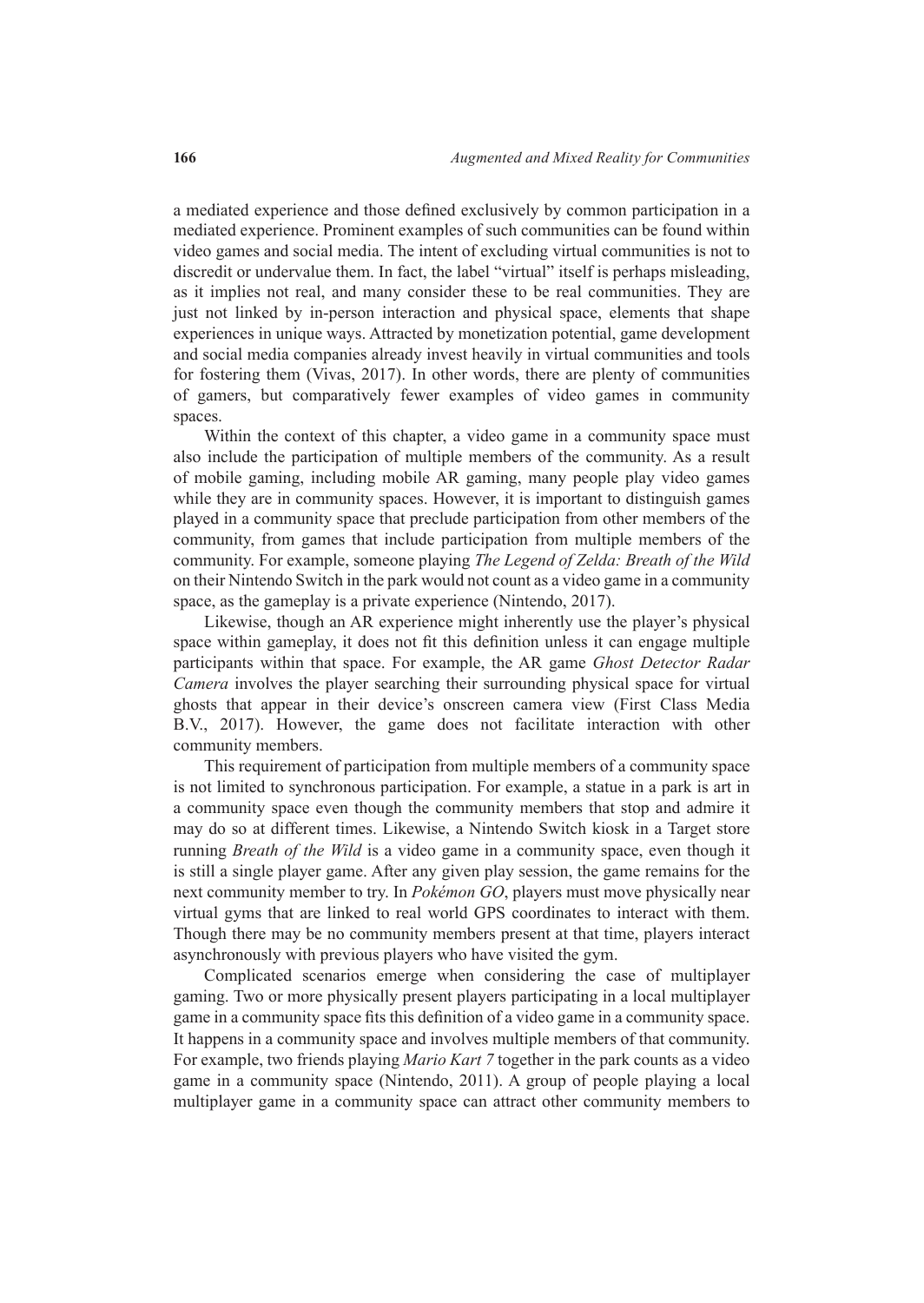a mediated experience and those defined exclusively by common participation in a mediated experience. Prominent examples of such communities can be found within video games and social media. The intent of excluding virtual communities is not to discredit or undervalue them. In fact, the label "virtual" itself is perhaps misleading, as it implies not real, and many consider these to be real communities. They are just not linked by in-person interaction and physical space, elements that shape experiences in unique ways. Attracted by monetization potential, game development and social media companies already invest heavily in virtual communities and tools for fostering them (Vivas, 2017). In other words, there are plenty of communities of gamers, but comparatively fewer examples of video games in community spaces.

Within the context of this chapter, a video game in a community space must also include the participation of multiple members of the community. As a result of mobile gaming, including mobile AR gaming, many people play video games while they are in community spaces. However, it is important to distinguish games played in a community space that preclude participation from other members of the community, from games that include participation from multiple members of the community. For example, someone playing *The Legend of Zelda: Breath of the Wild* on their Nintendo Switch in the park would not count as a video game in a community space, as the gameplay is a private experience (Nintendo, 2017).

Likewise, though an AR experience might inherently use the player's physical space within gameplay, it does not fit this definition unless it can engage multiple participants within that space. For example, the AR game *Ghost Detector Radar Camera* involves the player searching their surrounding physical space for virtual ghosts that appear in their device's onscreen camera view (First Class Media B.V., 2017). However, the game does not facilitate interaction with other community members.

This requirement of participation from multiple members of a community space is not limited to synchronous participation. For example, a statue in a park is art in a community space even though the community members that stop and admire it may do so at different times. Likewise, a Nintendo Switch kiosk in a Target store running *Breath of the Wild* is a video game in a community space, even though it is still a single player game. After any given play session, the game remains for the next community member to try. In *Pokémon GO*, players must move physically near virtual gyms that are linked to real world GPS coordinates to interact with them. Though there may be no community members present at that time, players interact asynchronously with previous players who have visited the gym.

Complicated scenarios emerge when considering the case of multiplayer gaming. Two or more physically present players participating in a local multiplayer game in a community space fits this definition of a video game in a community space. It happens in a community space and involves multiple members of that community. For example, two friends playing *Mario Kart 7* together in the park counts as a video game in a community space (Nintendo, 2011). A group of people playing a local multiplayer game in a community space can attract other community members to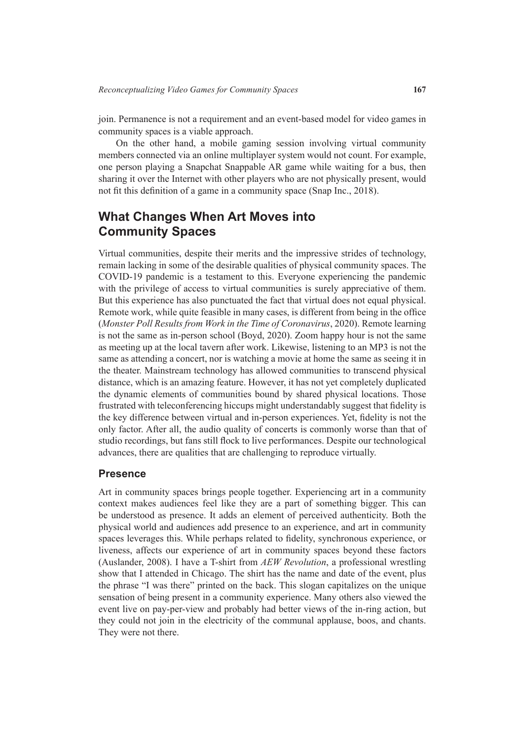join. Permanence is not a requirement and an event-based model for video games in community spaces is a viable approach.

On the other hand, a mobile gaming session involving virtual community members connected via an online multiplayer system would not count. For example, one person playing a Snapchat Snappable AR game while waiting for a bus, then sharing it over the Internet with other players who are not physically present, would not fit this definition of a game in a community space (Snap Inc., 2018).

## What Changes When Art Moves into Community Spaces

Virtual communities, despite their merits and the impressive strides of technology, remain lacking in some of the desirable qualities of physical community spaces. The COVID-19 pandemic is a testament to this. Everyone experiencing the pandemic with the privilege of access to virtual communities is surely appreciative of them. But this experience has also punctuated the fact that virtual does not equal physical. Remote work, while quite feasible in many cases, is different from being in the office (*Monster Poll Results from Work in the Time of Coronavirus*, 2020). Remote learning is not the same as in-person school (Boyd, 2020). Zoom happy hour is not the same as meeting up at the local tavern after work. Likewise, listening to an MP3 is not the same as attending a concert, nor is watching a movie at home the same as seeing it in the theater. Mainstream technology has allowed communities to transcend physical distance, which is an amazing feature. However, it has not yet completely duplicated the dynamic elements of communities bound by shared physical locations. Those frustrated with teleconferencing hiccups might understandably suggest that fidelity is the key difference between virtual and in-person experiences. Yet, fidelity is not the only factor. After all, the audio quality of concerts is commonly worse than that of studio recordings, but fans still flock to live performances. Despite our technological advances, there are qualities that are challenging to reproduce virtually.

### Presence

Art in community spaces brings people together. Experiencing art in a community context makes audiences feel like they are a part of something bigger. This can be understood as presence. It adds an element of perceived authenticity. Both the physical world and audiences add presence to an experience, and art in community spaces leverages this. While perhaps related to fidelity, synchronous experience, or liveness, affects our experience of art in community spaces beyond these factors (Auslander, 2008). I have a T-shirt from *AEW Revolution*, a professional wrestling show that I attended in Chicago. The shirt has the name and date of the event, plus the phrase "I was there" printed on the back. This slogan capitalizes on the unique sensation of being present in a community experience. Many others also viewed the event live on pay-per-view and probably had better views of the in-ring action, but they could not join in the electricity of the communal applause, boos, and chants. They were not there.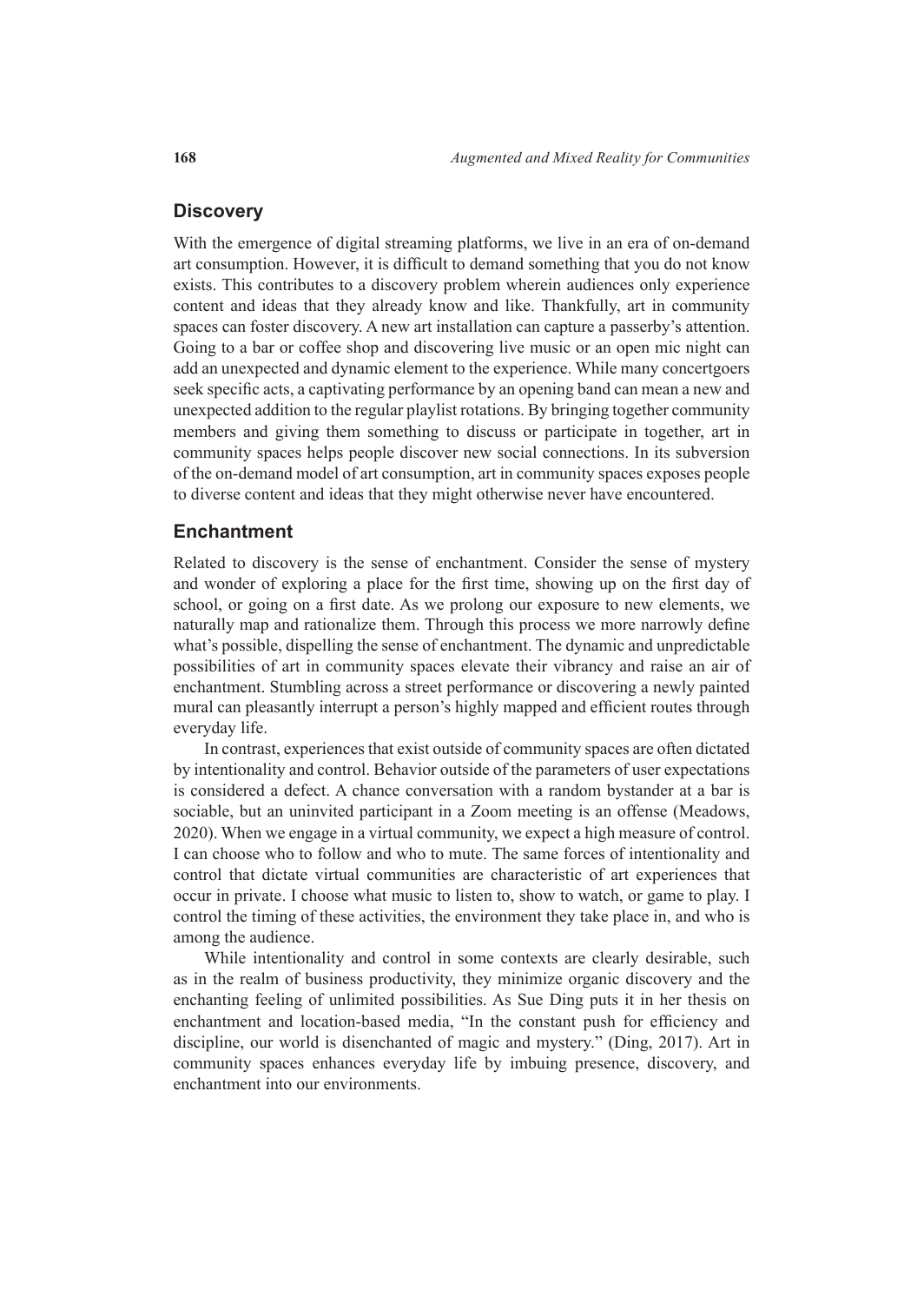## Discovery

With the emergence of digital streaming platforms, we live in an era of on-demand art consumption. However, it is difficult to demand something that you do not know exists. This contributes to a discovery problem wherein audiences only experience content and ideas that they already know and like. Thankfully, art in community spaces can foster discovery. A new art installation can capture a passerby's attention. Going to a bar or coffee shop and discovering live music or an open mic night can add an unexpected and dynamic element to the experience. While many concertgoers seek specific acts, a captivating performance by an opening band can mean a new and unexpected addition to the regular playlist rotations. By bringing together community members and giving them something to discuss or participate in together, art in community spaces helps people discover new social connections. In its subversion of the on-demand model of art consumption, art in community spaces exposes people to diverse content and ideas that they might otherwise never have encountered.

## Enchantment

Related to discovery is the sense of enchantment. Consider the sense of mystery and wonder of exploring a place for the first time, showing up on the first day of school, or going on a first date. As we prolong our exposure to new elements, we naturally map and rationalize them. Through this process we more narrowly define what's possible, dispelling the sense of enchantment. The dynamic and unpredictable possibilities of art in community spaces elevate their vibrancy and raise an air of enchantment. Stumbling across a street performance or discovering a newly painted mural can pleasantly interrupt a person's highly mapped and efficient routes through everyday life.

In contrast, experiences that exist outside of community spaces are often dictated by intentionality and control. Behavior outside of the parameters of user expectations is considered a defect. A chance conversation with a random bystander at a bar is sociable, but an uninvited participant in a Zoom meeting is an offense (Meadows, 2020). When we engage in a virtual community, we expect a high measure of control. I can choose who to follow and who to mute. The same forces of intentionality and control that dictate virtual communities are characteristic of art experiences that occur in private. I choose what music to listen to, show to watch, or game to play. I control the timing of these activities, the environment they take place in, and who is among the audience.

While intentionality and control in some contexts are clearly desirable, such as in the realm of business productivity, they minimize organic discovery and the enchanting feeling of unlimited possibilities. As Sue Ding puts it in her thesis on enchantment and location-based media, "In the constant push for efficiency and discipline, our world is disenchanted of magic and mystery." (Ding, 2017). Art in community spaces enhances everyday life by imbuing presence, discovery, and enchantment into our environments.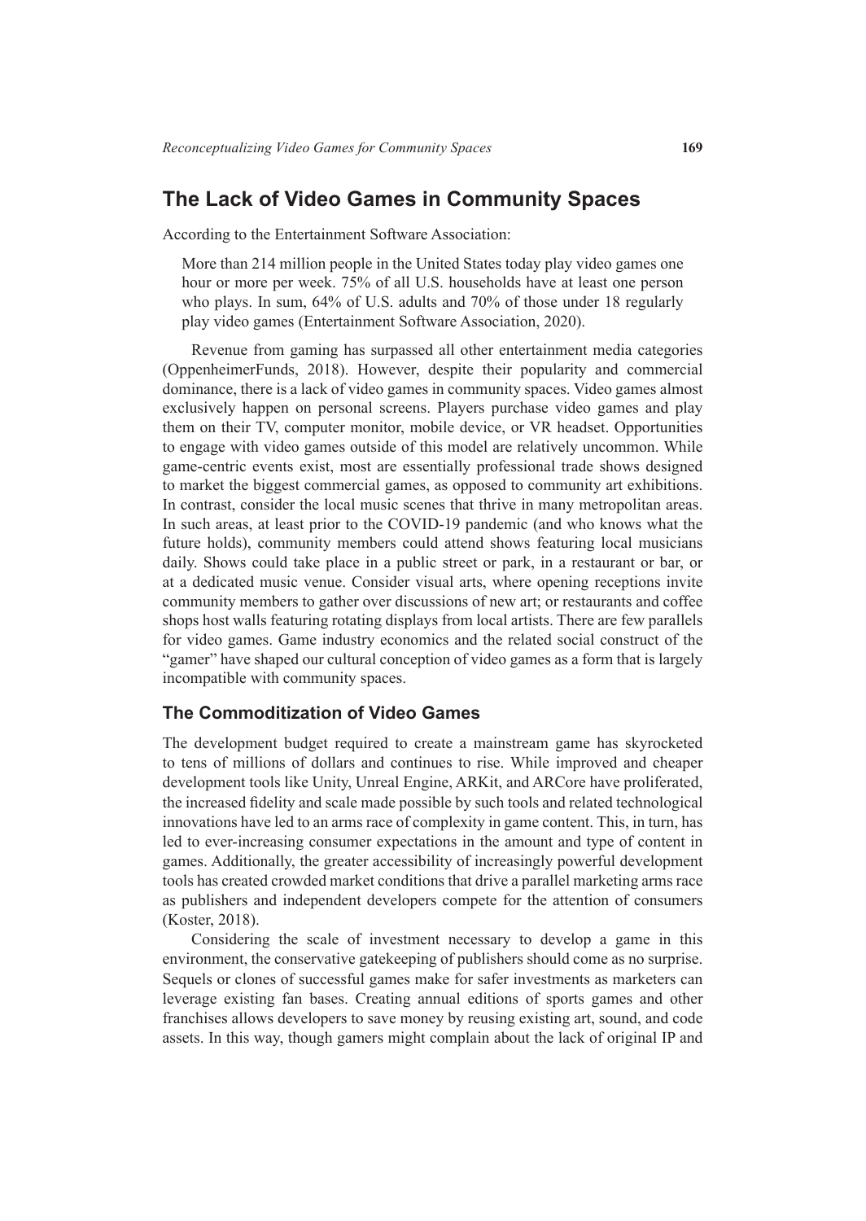## The Lack of Video Games in Community Spaces

According to the Entertainment Software Association:

> More than 214 million people in the United States today play video games one hour or more per week. 75% of all U.S. households have at least one person who plays. In sum, 64% of U.S. adults and 70% of those under 18 regularly play video games (Entertainment Software Association, 2020).

Revenue from gaming has surpassed all other entertainment media categories (OppenheimerFunds, 2018). However, despite their popularity and commercial dominance, there is a lack of video games in community spaces. Video games almost exclusively happen on personal screens. Players purchase video games and play them on their TV, computer monitor, mobile device, or VR headset. Opportunities to engage with video games outside of this model are relatively uncommon. While game-centric events exist, most are essentially professional trade shows designed to market the biggest commercial games, as opposed to community art exhibitions. In contrast, consider the local music scenes that thrive in many metropolitan areas. In such areas, at least prior to the COVID-19 pandemic (and who knows what the future holds), community members could attend shows featuring local musicians daily. Shows could take place in a public street or park, in a restaurant or bar, or at a dedicated music venue. Consider visual arts, where opening receptions invite community members to gather over discussions of new art; or restaurants and coffee shops host walls featuring rotating displays from local artists. There are few parallels for video games. Game industry economics and the related social construct of the "gamer" have shaped our cultural conception of video games as a form that is largely incompatible with community spaces.

### The Commoditization of Video Games

The development budget required to create a mainstream game has skyrocketed to tens of millions of dollars and continues to rise. While improved and cheaper development tools like Unity, Unreal Engine, ARKit, and ARCore have proliferated, the increased fidelity and scale made possible by such tools and related technological innovations have led to an arms race of complexity in game content. This, in turn, has led to ever-increasing consumer expectations in the amount and type of content in games. Additionally, the greater accessibility of increasingly powerful development tools has created crowded market conditions that drive a parallel marketing arms race as publishers and independent developers compete for the attention of consumers (Koster, 2018).

Considering the scale of investment necessary to develop a game in this environment, the conservative gatekeeping of publishers should come as no surprise. Sequels or clones of successful games make for safer investments as marketers can leverage existing fan bases. Creating annual editions of sports games and other franchises allows developers to save money by reusing existing art, sound, and code assets. In this way, though gamers might complain about the lack of original IP and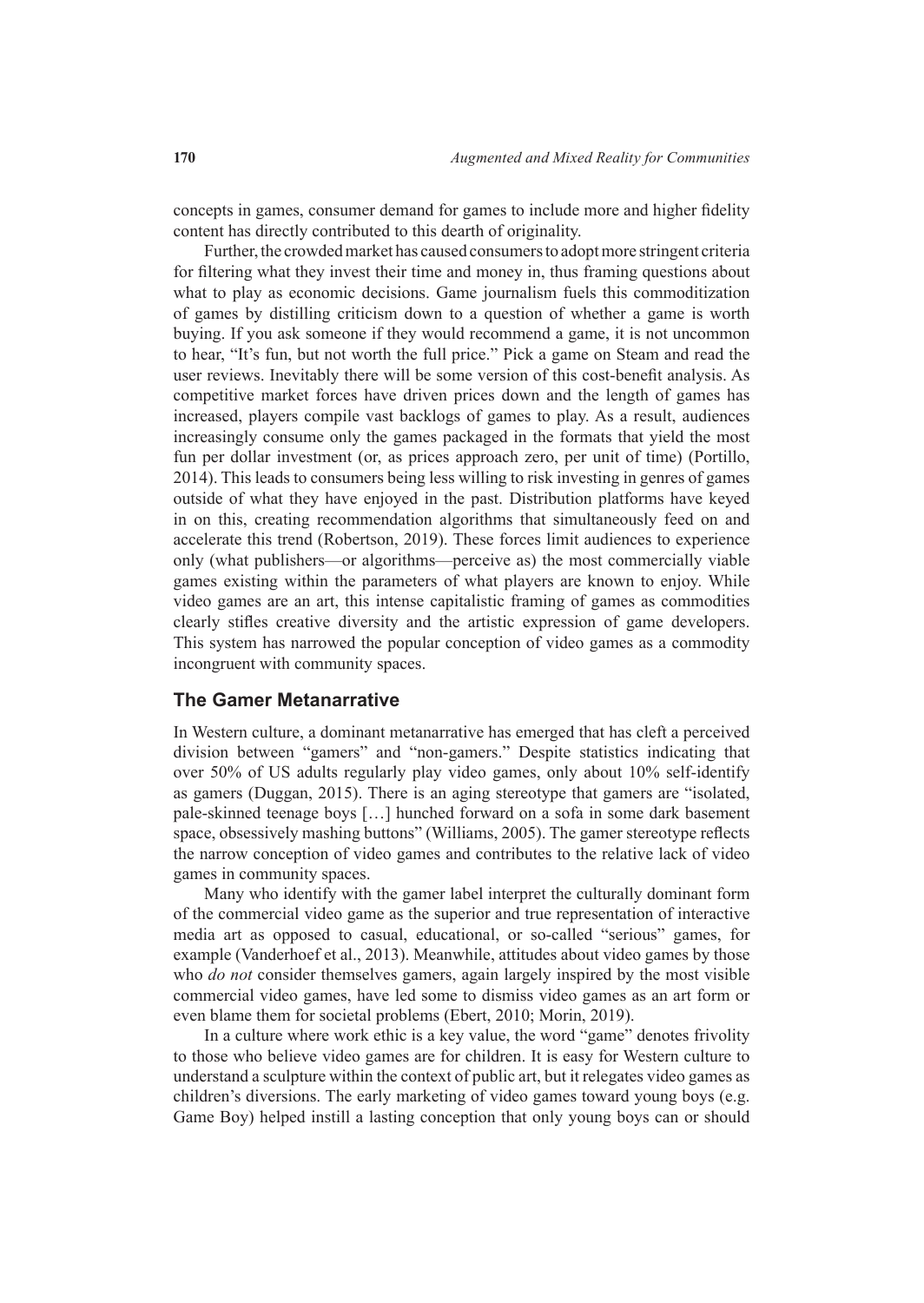concepts in games, consumer demand for games to include more and higher fidelity content has directly contributed to this dearth of originality.

Further, the crowded market has caused consumers to adopt more stringent criteria for filtering what they invest their time and money in, thus framing questions about what to play as economic decisions. Game journalism fuels this commoditization of games by distilling criticism down to a question of whether a game is worth buying. If you ask someone if they would recommend a game, it is not uncommon to hear, "It's fun, but not worth the full price." Pick a game on Steam and read the user reviews. Inevitably there will be some version of this cost-benefit analysis. As competitive market forces have driven prices down and the length of games has increased, players compile vast backlogs of games to play. As a result, audiences increasingly consume only the games packaged in the formats that yield the most fun per dollar investment (or, as prices approach zero, per unit of time) (Portillo, 2014). This leads to consumers being less willing to risk investing in genres of games outside of what they have enjoyed in the past. Distribution platforms have keyed in on this, creating recommendation algorithms that simultaneously feed on and accelerate this trend (Robertson, 2019). These forces limit audiences to experience only (what publishers—or algorithms—perceive as) the most commercially viable games existing within the parameters of what players are known to enjoy. While video games are an art, this intense capitalistic framing of games as commodities clearly stifles creative diversity and the artistic expression of game developers. This system has narrowed the popular conception of video games as a commodity incongruent with community spaces.

## The Gamer Metanarrative

In Western culture, a dominant metanarrative has emerged that has cleft a perceived division between "gamers" and "non-gamers." Despite statistics indicating that over 50% of US adults regularly play video games, only about 10% self-identify as gamers (Duggan, 2015). There is an aging stereotype that gamers are "isolated, pale-skinned teenage boys […] hunched forward on a sofa in some dark basement space, obsessively mashing buttons" (Williams, 2005). The gamer stereotype reflects the narrow conception of video games and contributes to the relative lack of video games in community spaces.

Many who identify with the gamer label interpret the culturally dominant form of the commercial video game as the superior and true representation of interactive media art as opposed to casual, educational, or so-called "serious" games, for example (Vanderhoef et al., 2013). Meanwhile, attitudes about video games by those who *do not* consider themselves gamers, again largely inspired by the most visible commercial video games, have led some to dismiss video games as an art form or even blame them for societal problems (Ebert, 2010; Morin, 2019).

In a culture where work ethic is a key value, the word "game" denotes frivolity to those who believe video games are for children. It is easy for Western culture to understand a sculpture within the context of public art, but it relegates video games as children's diversions. The early marketing of video games toward young boys (e.g. Game Boy) helped instill a lasting conception that only young boys can or should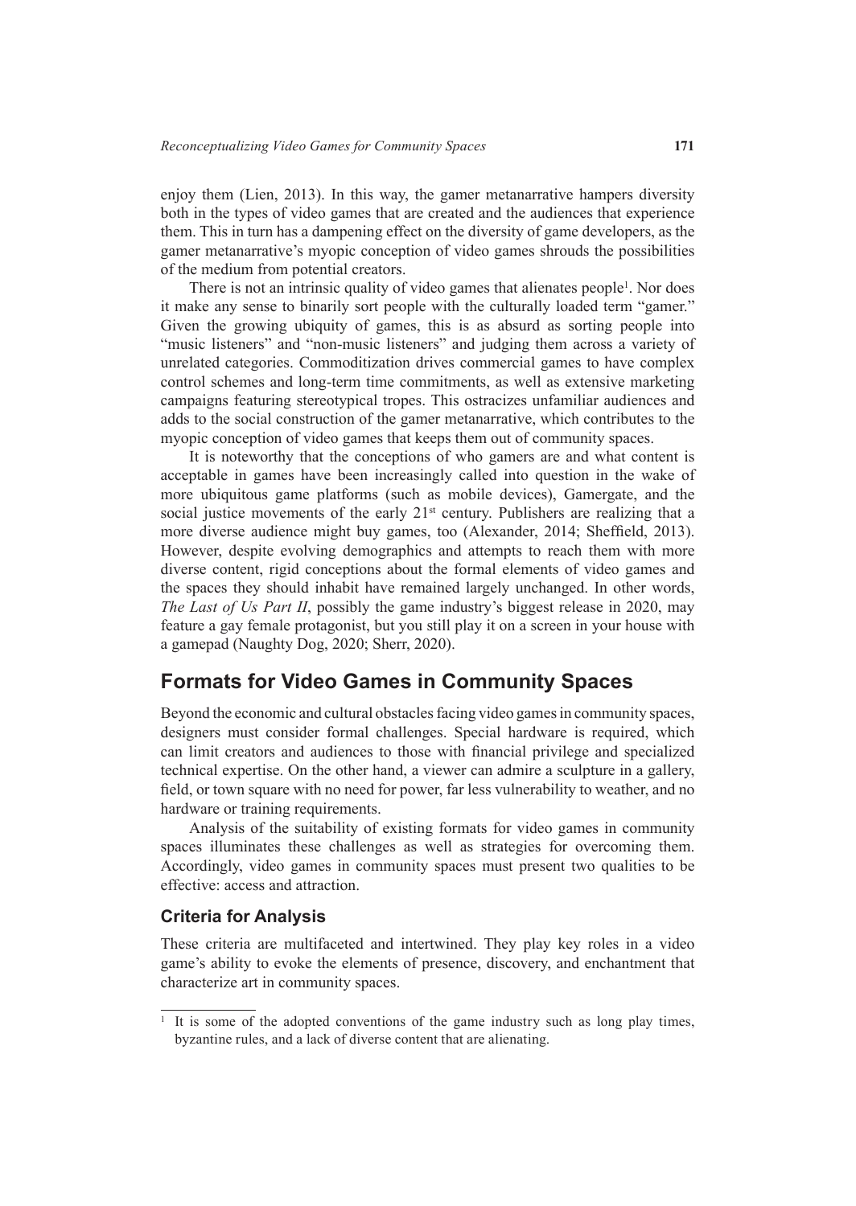enjoy them (Lien, 2013). In this way, the gamer metanarrative hampers diversity both in the types of video games that are created and the audiences that experience them. This in turn has a dampening effect on the diversity of game developers, as the gamer metanarrative's myopic conception of video games shrouds the possibilities of the medium from potential creators.

There is not an intrinsic quality of video games that alienates people[1]. Nor does it make any sense to binarily sort people with the culturally loaded term "gamer." Given the growing ubiquity of games, this is as absurd as sorting people into "music listeners" and "non-music listeners" and judging them across a variety of unrelated categories. Commoditization drives commercial games to have complex control schemes and long-term time commitments, as well as extensive marketing campaigns featuring stereotypical tropes. This ostracizes unfamiliar audiences and adds to the social construction of the gamer metanarrative, which contributes to the myopic conception of video games that keeps them out of community spaces.

It is noteworthy that the conceptions of who gamers are and what content is acceptable in games have been increasingly called into question in the wake of more ubiquitous game platforms (such as mobile devices), Gamergate, and the social justice movements of the early 21st century. Publishers are realizing that a more diverse audience might buy games, too (Alexander, 2014; Sheffield, 2013). However, despite evolving demographics and attempts to reach them with more diverse content, rigid conceptions about the formal elements of video games and the spaces they should inhabit have remained largely unchanged. In other words, *The Last of Us Part II*, possibly the game industry's biggest release in 2020, may feature a gay female protagonist, but you still play it on a screen in your house with a gamepad (Naughty Dog, 2020; Sherr, 2020).

## Formats for Video Games in Community Spaces

Beyond the economic and cultural obstacles facing video games in community spaces, designers must consider formal challenges. Special hardware is required, which can limit creators and audiences to those with financial privilege and specialized technical expertise. On the other hand, a viewer can admire a sculpture in a gallery, field, or town square with no need for power, far less vulnerability to weather, and no hardware or training requirements.

Analysis of the suitability of existing formats for video games in community spaces illuminates these challenges as well as strategies for overcoming them. Accordingly, video games in community spaces must present two qualities to be effective: access and attraction.

### Criteria for Analysis

These criteria are multifaceted and intertwined. They play key roles in a video game's ability to evoke the elements of presence, discovery, and enchantment that characterize art in community spaces.

---

[1] It is some of the adopted conventions of the game industry such as long play times, byzantine rules, and a lack of diverse content that are alienating.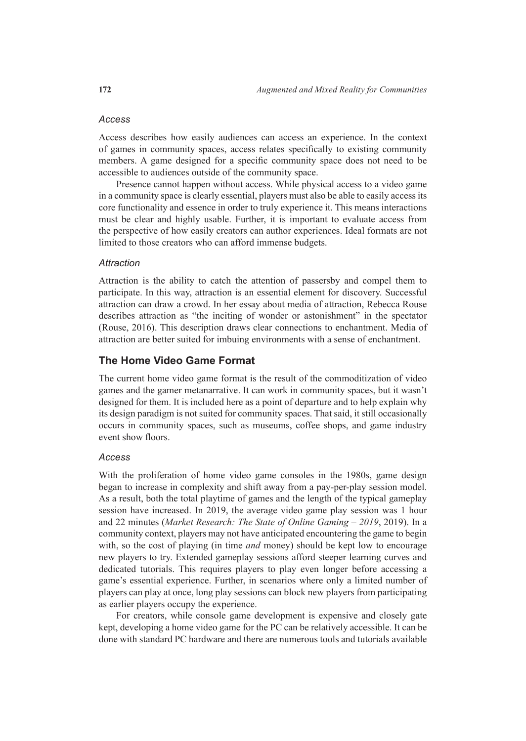### *Access*

Access describes how easily audiences can access an experience. In the context of games in community spaces, access relates specifically to existing community members. A game designed for a specific community space does not need to be accessible to audiences outside of the community space.

Presence cannot happen without access. While physical access to a video game in a community space is clearly essential, players must also be able to easily access its core functionality and essence in order to truly experience it. This means interactions must be clear and highly usable. Further, it is important to evaluate access from the perspective of how easily creators can author experiences. Ideal formats are not limited to those creators who can afford immense budgets.

### *Attraction*

Attraction is the ability to catch the attention of passersby and compel them to participate. In this way, attraction is an essential element for discovery. Successful attraction can draw a crowd. In her essay about media of attraction, Rebecca Rouse describes attraction as "the inciting of wonder or astonishment" in the spectator (Rouse, 2016). This description draws clear connections to enchantment. Media of attraction are better suited for imbuing environments with a sense of enchantment.

## The Home Video Game Format

The current home video game format is the result of the commoditization of video games and the gamer metanarrative. It can work in community spaces, but it wasn't designed for them. It is included here as a point of departure and to help explain why its design paradigm is not suited for community spaces. That said, it still occasionally occurs in community spaces, such as museums, coffee shops, and game industry event show floors.

### *Access*

With the proliferation of home video game consoles in the 1980s, game design began to increase in complexity and shift away from a pay-per-play session model. As a result, both the total playtime of games and the length of the typical gameplay session have increased. In 2019, the average video game play session was 1 hour and 22 minutes (*Market Research: The State of Online Gaming – 2019*, 2019). In a community context, players may not have anticipated encountering the game to begin with, so the cost of playing (in time *and* money) should be kept low to encourage new players to try. Extended gameplay sessions afford steeper learning curves and dedicated tutorials. This requires players to play even longer before accessing a game's essential experience. Further, in scenarios where only a limited number of players can play at once, long play sessions can block new players from participating as earlier players occupy the experience.

For creators, while console game development is expensive and closely gate kept, developing a home video game for the PC can be relatively accessible. It can be done with standard PC hardware and there are numerous tools and tutorials available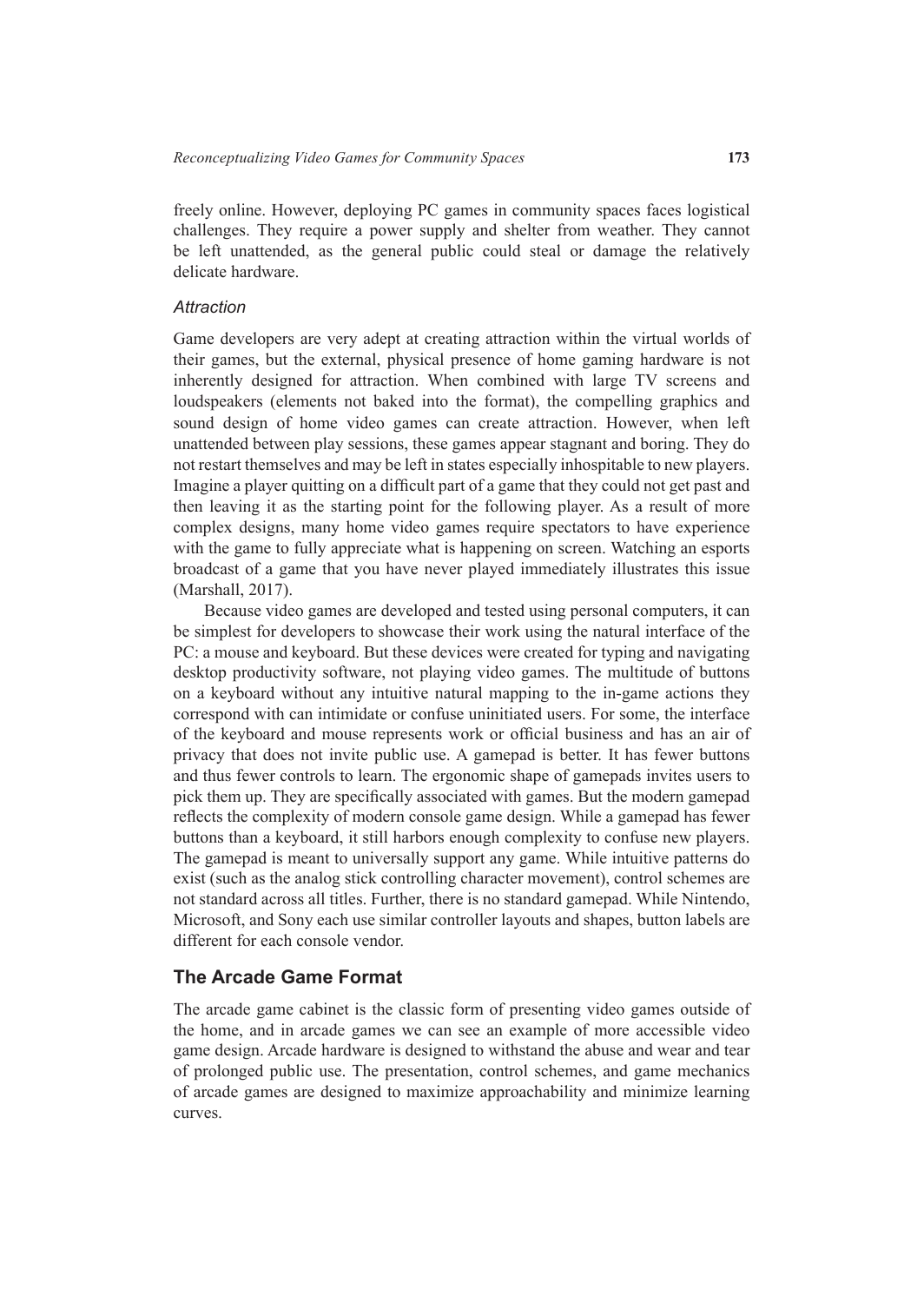freely online. However, deploying PC games in community spaces faces logistical challenges. They require a power supply and shelter from weather. They cannot be left unattended, as the general public could steal or damage the relatively delicate hardware.

### *Attraction*

Game developers are very adept at creating attraction within the virtual worlds of their games, but the external, physical presence of home gaming hardware is not inherently designed for attraction. When combined with large TV screens and loudspeakers (elements not baked into the format), the compelling graphics and sound design of home video games can create attraction. However, when left unattended between play sessions, these games appear stagnant and boring. They do not restart themselves and may be left in states especially inhospitable to new players. Imagine a player quitting on a difficult part of a game that they could not get past and then leaving it as the starting point for the following player. As a result of more complex designs, many home video games require spectators to have experience with the game to fully appreciate what is happening on screen. Watching an esports broadcast of a game that you have never played immediately illustrates this issue (Marshall, 2017).

Because video games are developed and tested using personal computers, it can be simplest for developers to showcase their work using the natural interface of the PC: a mouse and keyboard. But these devices were created for typing and navigating desktop productivity software, not playing video games. The multitude of buttons on a keyboard without any intuitive natural mapping to the in-game actions they correspond with can intimidate or confuse uninitiated users. For some, the interface of the keyboard and mouse represents work or official business and has an air of privacy that does not invite public use. A gamepad is better. It has fewer buttons and thus fewer controls to learn. The ergonomic shape of gamepads invites users to pick them up. They are specifically associated with games. But the modern gamepad reflects the complexity of modern console game design. While a gamepad has fewer buttons than a keyboard, it still harbors enough complexity to confuse new players. The gamepad is meant to universally support any game. While intuitive patterns do exist (such as the analog stick controlling character movement), control schemes are not standard across all titles. Further, there is no standard gamepad. While Nintendo, Microsoft, and Sony each use similar controller layouts and shapes, button labels are different for each console vendor.

## The Arcade Game Format

The arcade game cabinet is the classic form of presenting video games outside of the home, and in arcade games we can see an example of more accessible video game design. Arcade hardware is designed to withstand the abuse and wear and tear of prolonged public use. The presentation, control schemes, and game mechanics of arcade games are designed to maximize approachability and minimize learning curves.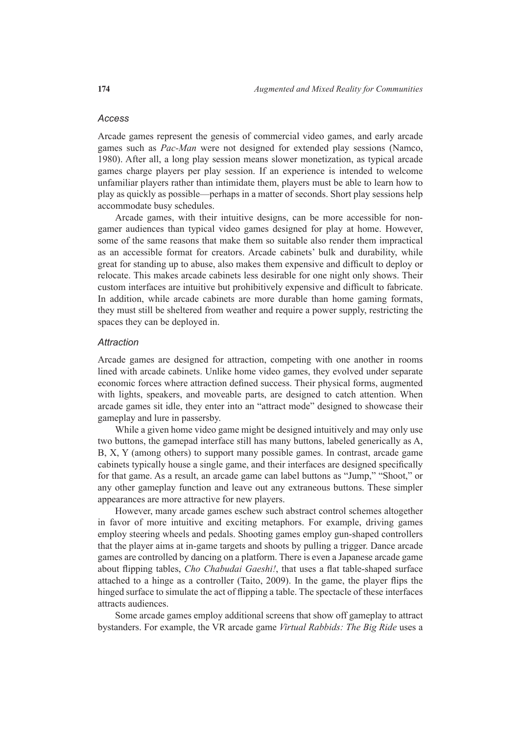### *Access*

Arcade games represent the genesis of commercial video games, and early arcade games such as *Pac-Man* were not designed for extended play sessions (Namco, 1980). After all, a long play session means slower monetization, as typical arcade games charge players per play session. If an experience is intended to welcome unfamiliar players rather than intimidate them, players must be able to learn how to play as quickly as possible—perhaps in a matter of seconds. Short play sessions help accommodate busy schedules.

Arcade games, with their intuitive designs, can be more accessible for non-gamer audiences than typical video games designed for play at home. However, some of the same reasons that make them so suitable also render them impractical as an accessible format for creators. Arcade cabinets' bulk and durability, while great for standing up to abuse, also makes them expensive and difficult to deploy or relocate. This makes arcade cabinets less desirable for one night only shows. Their custom interfaces are intuitive but prohibitively expensive and difficult to fabricate. In addition, while arcade cabinets are more durable than home gaming formats, they must still be sheltered from weather and require a power supply, restricting the spaces they can be deployed in.

### *Attraction*

Arcade games are designed for attraction, competing with one another in rooms lined with arcade cabinets. Unlike home video games, they evolved under separate economic forces where attraction defined success. Their physical forms, augmented with lights, speakers, and moveable parts, are designed to catch attention. When arcade games sit idle, they enter into an "attract mode" designed to showcase their gameplay and lure in passersby.

While a given home video game might be designed intuitively and may only use two buttons, the gamepad interface still has many buttons, labeled generically as A, B, X, Y (among others) to support many possible games. In contrast, arcade game cabinets typically house a single game, and their interfaces are designed specifically for that game. As a result, an arcade game can label buttons as "Jump," "Shoot," or any other gameplay function and leave out any extraneous buttons. These simpler appearances are more attractive for new players.

However, many arcade games eschew such abstract control schemes altogether in favor of more intuitive and exciting metaphors. For example, driving games employ steering wheels and pedals. Shooting games employ gun-shaped controllers that the player aims at in-game targets and shoots by pulling a trigger. Dance arcade games are controlled by dancing on a platform. There is even a Japanese arcade game about flipping tables, *Cho Chabudai Gaeshi!*, that uses a flat table-shaped surface attached to a hinge as a controller (Taito, 2009). In the game, the player flips the hinged surface to simulate the act of flipping a table. The spectacle of these interfaces attracts audiences.

Some arcade games employ additional screens that show off gameplay to attract bystanders. For example, the VR arcade game *Virtual Rabbids: The Big Ride* uses a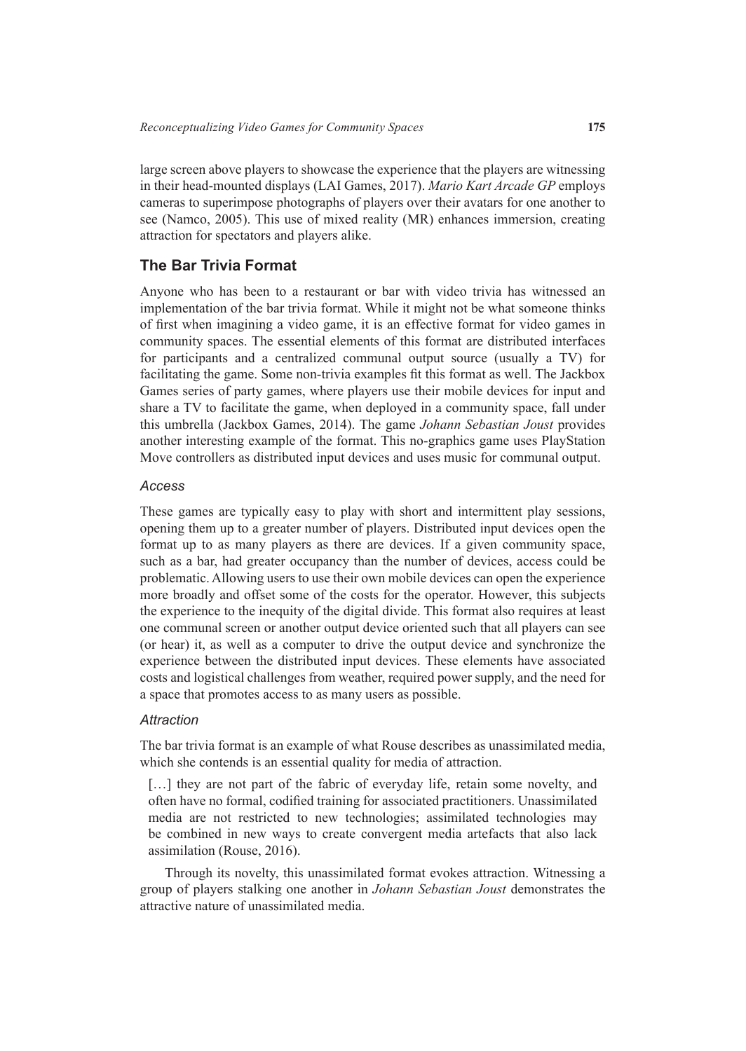large screen above players to showcase the experience that the players are witnessing in their head-mounted displays (LAI Games, 2017). *Mario Kart Arcade GP* employs cameras to superimpose photographs of players over their avatars for one another to see (Namco, 2005). This use of mixed reality (MR) enhances immersion, creating attraction for spectators and players alike.

## The Bar Trivia Format

Anyone who has been to a restaurant or bar with video trivia has witnessed an implementation of the bar trivia format. While it might not be what someone thinks of first when imagining a video game, it is an effective format for video games in community spaces. The essential elements of this format are distributed interfaces for participants and a centralized communal output source (usually a TV) for facilitating the game. Some non-trivia examples fit this format as well. The Jackbox Games series of party games, where players use their mobile devices for input and share a TV to facilitate the game, when deployed in a community space, fall under this umbrella (Jackbox Games, 2014). The game *Johann Sebastian Joust* provides another interesting example of the format. This no-graphics game uses PlayStation Move controllers as distributed input devices and uses music for communal output.

### *Access*

These games are typically easy to play with short and intermittent play sessions, opening them up to a greater number of players. Distributed input devices open the format up to as many players as there are devices. If a given community space, such as a bar, had greater occupancy than the number of devices, access could be problematic. Allowing users to use their own mobile devices can open the experience more broadly and offset some of the costs for the operator. However, this subjects the experience to the inequity of the digital divide. This format also requires at least one communal screen or another output device oriented such that all players can see (or hear) it, as well as a computer to drive the output device and synchronize the experience between the distributed input devices. These elements have associated costs and logistical challenges from weather, required power supply, and the need for a space that promotes access to as many users as possible.

### *Attraction*

The bar trivia format is an example of what Rouse describes as unassimilated media, which she contends is an essential quality for media of attraction.

> […] they are not part of the fabric of everyday life, retain some novelty, and often have no formal, codified training for associated practitioners. Unassimilated media are not restricted to new technologies; assimilated technologies may be combined in new ways to create convergent media artefacts that also lack assimilation (Rouse, 2016).

Through its novelty, this unassimilated format evokes attraction. Witnessing a group of players stalking one another in *Johann Sebastian Joust* demonstrates the attractive nature of unassimilated media.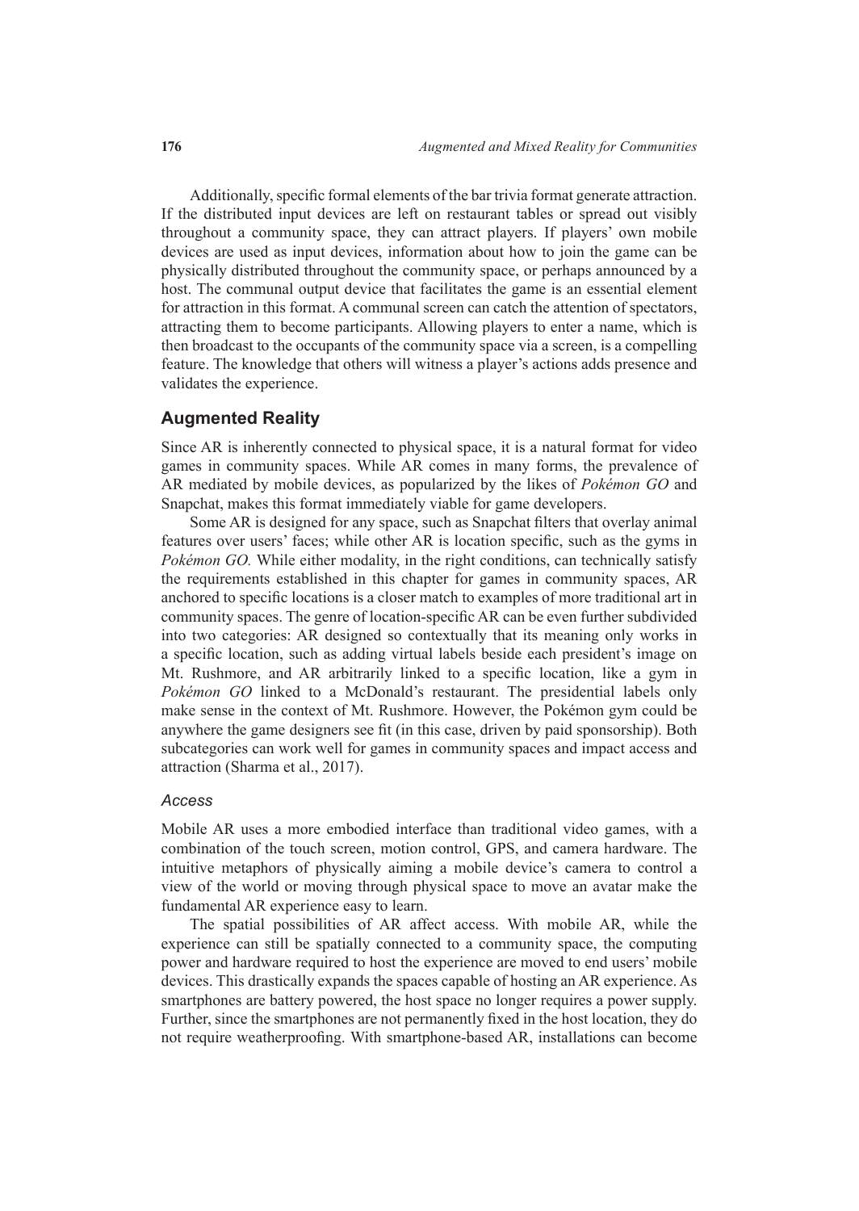Additionally, specific formal elements of the bar trivia format generate attraction. If the distributed input devices are left on restaurant tables or spread out visibly throughout a community space, they can attract players. If players' own mobile devices are used as input devices, information about how to join the game can be physically distributed throughout the community space, or perhaps announced by a host. The communal output device that facilitates the game is an essential element for attraction in this format. A communal screen can catch the attention of spectators, attracting them to become participants. Allowing players to enter a name, which is then broadcast to the occupants of the community space via a screen, is a compelling feature. The knowledge that others will witness a player's actions adds presence and validates the experience.

## Augmented Reality

Since AR is inherently connected to physical space, it is a natural format for video games in community spaces. While AR comes in many forms, the prevalence of AR mediated by mobile devices, as popularized by the likes of *Pokémon GO* and Snapchat, makes this format immediately viable for game developers.

Some AR is designed for any space, such as Snapchat filters that overlay animal features over users' faces; while other AR is location specific, such as the gyms in *Pokémon GO.* While either modality, in the right conditions, can technically satisfy the requirements established in this chapter for games in community spaces, AR anchored to specific locations is a closer match to examples of more traditional art in community spaces. The genre of location-specific AR can be even further subdivided into two categories: AR designed so contextually that its meaning only works in a specific location, such as adding virtual labels beside each president's image on Mt. Rushmore, and AR arbitrarily linked to a specific location, like a gym in *Pokémon GO* linked to a McDonald's restaurant. The presidential labels only make sense in the context of Mt. Rushmore. However, the Pokémon gym could be anywhere the game designers see fit (in this case, driven by paid sponsorship). Both subcategories can work well for games in community spaces and impact access and attraction (Sharma et al., 2017).

### *Access*

Mobile AR uses a more embodied interface than traditional video games, with a combination of the touch screen, motion control, GPS, and camera hardware. The intuitive metaphors of physically aiming a mobile device's camera to control a view of the world or moving through physical space to move an avatar make the fundamental AR experience easy to learn.

The spatial possibilities of AR affect access. With mobile AR, while the experience can still be spatially connected to a community space, the computing power and hardware required to host the experience are moved to end users' mobile devices. This drastically expands the spaces capable of hosting an AR experience. As smartphones are battery powered, the host space no longer requires a power supply. Further, since the smartphones are not permanently fixed in the host location, they do not require weatherproofing. With smartphone-based AR, installations can become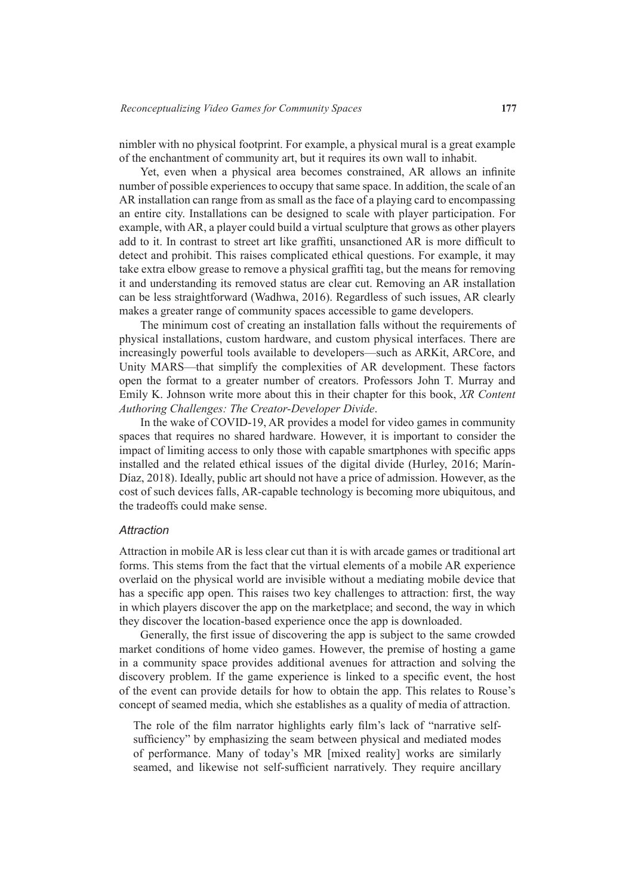nimbler with no physical footprint. For example, a physical mural is a great example of the enchantment of community art, but it requires its own wall to inhabit.

Yet, even when a physical area becomes constrained, AR allows an infinite number of possible experiences to occupy that same space. In addition, the scale of an AR installation can range from as small as the face of a playing card to encompassing an entire city. Installations can be designed to scale with player participation. For example, with AR, a player could build a virtual sculpture that grows as other players add to it. In contrast to street art like graffiti, unsanctioned AR is more difficult to detect and prohibit. This raises complicated ethical questions. For example, it may take extra elbow grease to remove a physical graffiti tag, but the means for removing it and understanding its removed status are clear cut. Removing an AR installation can be less straightforward (Wadhwa, 2016). Regardless of such issues, AR clearly makes a greater range of community spaces accessible to game developers.

The minimum cost of creating an installation falls without the requirements of physical installations, custom hardware, and custom physical interfaces. There are increasingly powerful tools available to developers—such as ARKit, ARCore, and Unity MARS—that simplify the complexities of AR development. These factors open the format to a greater number of creators. Professors John T. Murray and Emily K. Johnson write more about this in their chapter for this book, *XR Content Authoring Challenges: The Creator-Developer Divide*.

In the wake of COVID-19, AR provides a model for video games in community spaces that requires no shared hardware. However, it is important to consider the impact of limiting access to only those with capable smartphones with specific apps installed and the related ethical issues of the digital divide (Hurley, 2016; Marín-Díaz, 2018). Ideally, public art should not have a price of admission. However, as the cost of such devices falls, AR-capable technology is becoming more ubiquitous, and the tradeoffs could make sense.

### *Attraction*

Attraction in mobile AR is less clear cut than it is with arcade games or traditional art forms. This stems from the fact that the virtual elements of a mobile AR experience overlaid on the physical world are invisible without a mediating mobile device that has a specific app open. This raises two key challenges to attraction: first, the way in which players discover the app on the marketplace; and second, the way in which they discover the location-based experience once the app is downloaded.

Generally, the first issue of discovering the app is subject to the same crowded market conditions of home video games. However, the premise of hosting a game in a community space provides additional avenues for attraction and solving the discovery problem. If the game experience is linked to a specific event, the host of the event can provide details for how to obtain the app. This relates to Rouse's concept of seamed media, which she establishes as a quality of media of attraction.

> The role of the film narrator highlights early film's lack of "narrative self-sufficiency" by emphasizing the seam between physical and mediated modes of performance. Many of today's MR [mixed reality] works are similarly seamed, and likewise not self-sufficient narratively. They require ancillary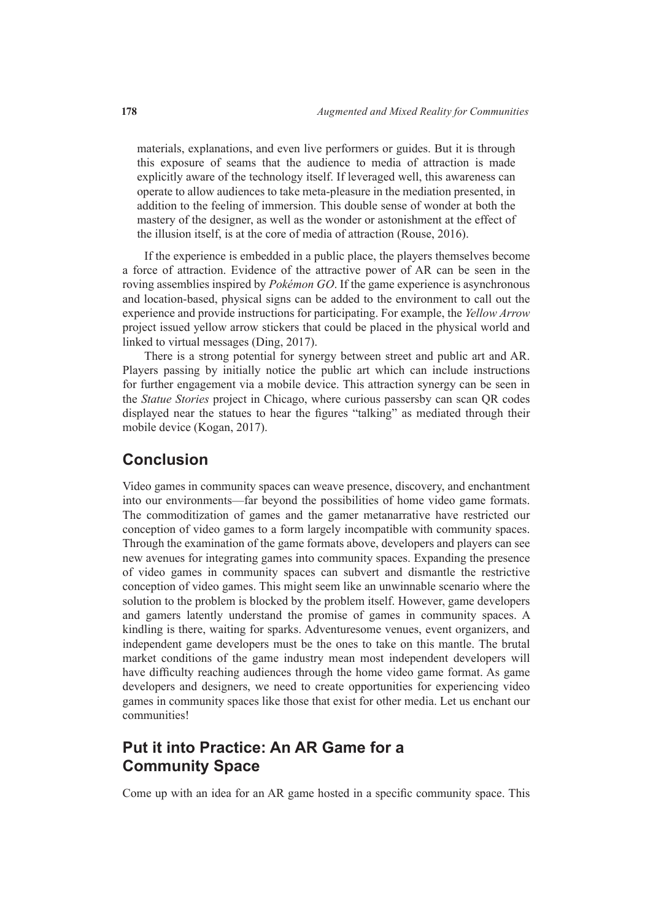materials, explanations, and even live performers or guides. But it is through this exposure of seams that the audience to media of attraction is made explicitly aware of the technology itself. If leveraged well, this awareness can operate to allow audiences to take meta-pleasure in the mediation presented, in addition to the feeling of immersion. This double sense of wonder at both the mastery of the designer, as well as the wonder or astonishment at the effect of the illusion itself, is at the core of media of attraction (Rouse, 2016).

If the experience is embedded in a public place, the players themselves become a force of attraction. Evidence of the attractive power of AR can be seen in the roving assemblies inspired by *Pokémon GO*. If the game experience is asynchronous and location-based, physical signs can be added to the environment to call out the experience and provide instructions for participating. For example, the *Yellow Arrow* project issued yellow arrow stickers that could be placed in the physical world and linked to virtual messages (Ding, 2017).

There is a strong potential for synergy between street and public art and AR. Players passing by initially notice the public art which can include instructions for further engagement via a mobile device. This attraction synergy can be seen in the *Statue Stories* project in Chicago, where curious passersby can scan QR codes displayed near the statues to hear the figures "talking" as mediated through their mobile device (Kogan, 2017).

## Conclusion

Video games in community spaces can weave presence, discovery, and enchantment into our environments—far beyond the possibilities of home video game formats. The commoditization of games and the gamer metanarrative have restricted our conception of video games to a form largely incompatible with community spaces. Through the examination of the game formats above, developers and players can see new avenues for integrating games into community spaces. Expanding the presence of video games in community spaces can subvert and dismantle the restrictive conception of video games. This might seem like an unwinnable scenario where the solution to the problem is blocked by the problem itself. However, game developers and gamers latently understand the promise of games in community spaces. A kindling is there, waiting for sparks. Adventuresome venues, event organizers, and independent game developers must be the ones to take on this mantle. The brutal market conditions of the game industry mean most independent developers will have difficulty reaching audiences through the home video game format. As game developers and designers, we need to create opportunities for experiencing video games in community spaces like those that exist for other media. Let us enchant our communities!

## Put it into Practice: An AR Game for a Community Space

Come up with an idea for an AR game hosted in a specific community space. This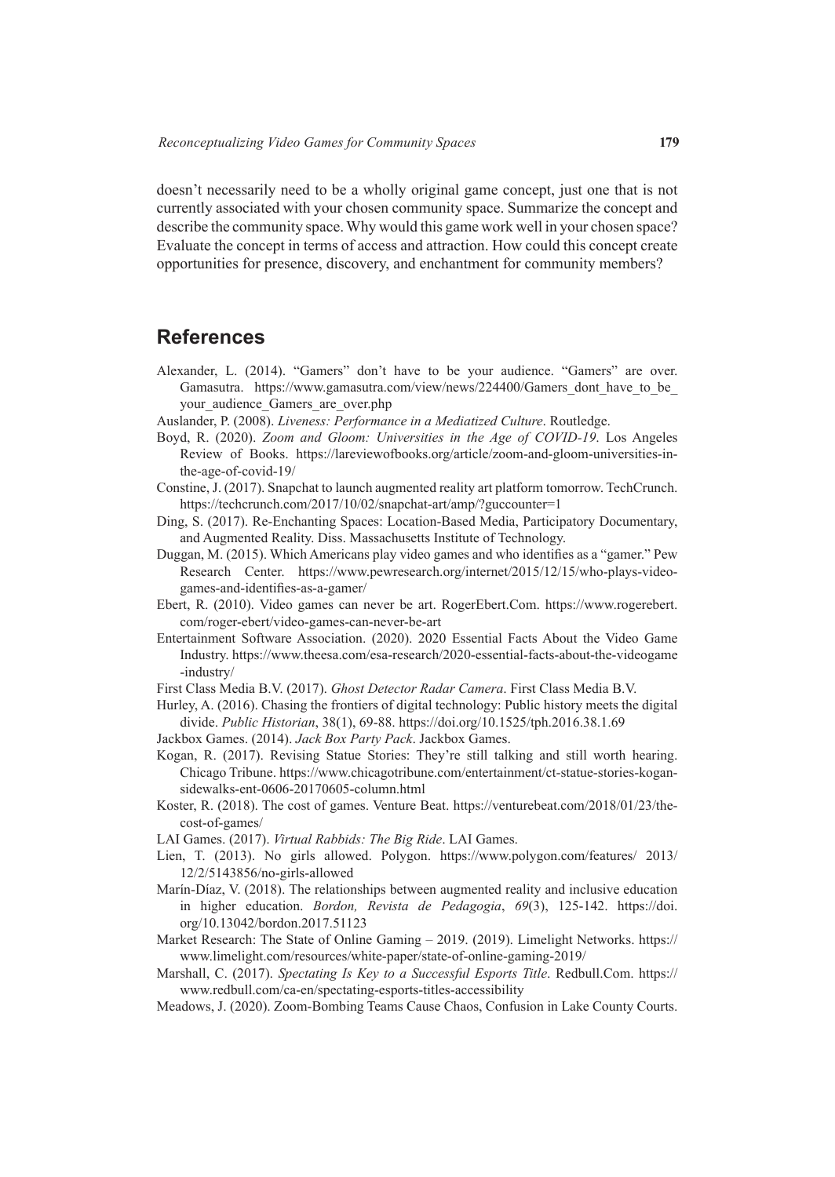doesn't necessarily need to be a wholly original game concept, just one that is not currently associated with your chosen community space. Summarize the concept and describe the community space. Why would this game work well in your chosen space? Evaluate the concept in terms of access and attraction. How could this concept create opportunities for presence, discovery, and enchantment for community members?

## References

Alexander, L. (2014). "Gamers" don't have to be your audience. "Gamers" are over. Gamasutra. https://www.gamasutra.com/view/news/224400/Gamers_dont_have_to_be_your_audience_Gamers_are_over.php

Auslander, P. (2008). *Liveness: Performance in a Mediatized Culture*. Routledge.

Boyd, R. (2020). *Zoom and Gloom: Universities in the Age of COVID-19*. Los Angeles Review of Books. https://lareviewofbooks.org/article/zoom-and-gloom-universities-in-the-age-of-covid-19/

Constine, J. (2017). Snapchat to launch augmented reality art platform tomorrow. TechCrunch. https://techcrunch.com/2017/10/02/snapchat-art/amp/?guccounter=1

Ding, S. (2017). Re-Enchanting Spaces: Location-Based Media, Participatory Documentary, and Augmented Reality. Diss. Massachusetts Institute of Technology.

Duggan, M. (2015). Which Americans play video games and who identifies as a "gamer." Pew Research Center. https://www.pewresearch.org/internet/2015/12/15/who-plays-video-games-and-identifies-as-a-gamer/

Ebert, R. (2010). Video games can never be art. RogerEbert.Com. https://www.rogerebert.com/roger-ebert/video-games-can-never-be-art

Entertainment Software Association. (2020). 2020 Essential Facts About the Video Game Industry. https://www.theesa.com/esa-research/2020-essential-facts-about-the-videogame-industry/

First Class Media B.V. (2017). *Ghost Detector Radar Camera*. First Class Media B.V.

Hurley, A. (2016). Chasing the frontiers of digital technology: Public history meets the digital divide. *Public Historian*, 38(1), 69-88. https://doi.org/10.1525/tph.2016.38.1.69

Jackbox Games. (2014). *Jack Box Party Pack*. Jackbox Games.

Kogan, R. (2017). Revising Statue Stories: They're still talking and still worth hearing. Chicago Tribune. https://www.chicagotribune.com/entertainment/ct-statue-stories-kogan-sidewalks-ent-0606-20170605-column.html

Koster, R. (2018). The cost of games. Venture Beat. https://venturebeat.com/2018/01/23/the-cost-of-games/

LAI Games. (2017). *Virtual Rabbids: The Big Ride*. LAI Games.

Lien, T. (2013). No girls allowed. Polygon. https://www.polygon.com/features/ 2013/12/2/5143856/no-girls-allowed

Marín-Díaz, V. (2018). The relationships between augmented reality and inclusive education in higher education. *Bordon, Revista de Pedagogia*, *69*(3), 125-142. https://doi.org/10.13042/bordon.2017.51123

Market Research: The State of Online Gaming – 2019. (2019). Limelight Networks. https://www.limelight.com/resources/white-paper/state-of-online-gaming-2019/

Marshall, C. (2017). *Spectating Is Key to a Successful Esports Title*. Redbull.Com. https://www.redbull.com/ca-en/spectating-esports-titles-accessibility

Meadows, J. (2020). Zoom-Bombing Teams Cause Chaos, Confusion in Lake County Courts.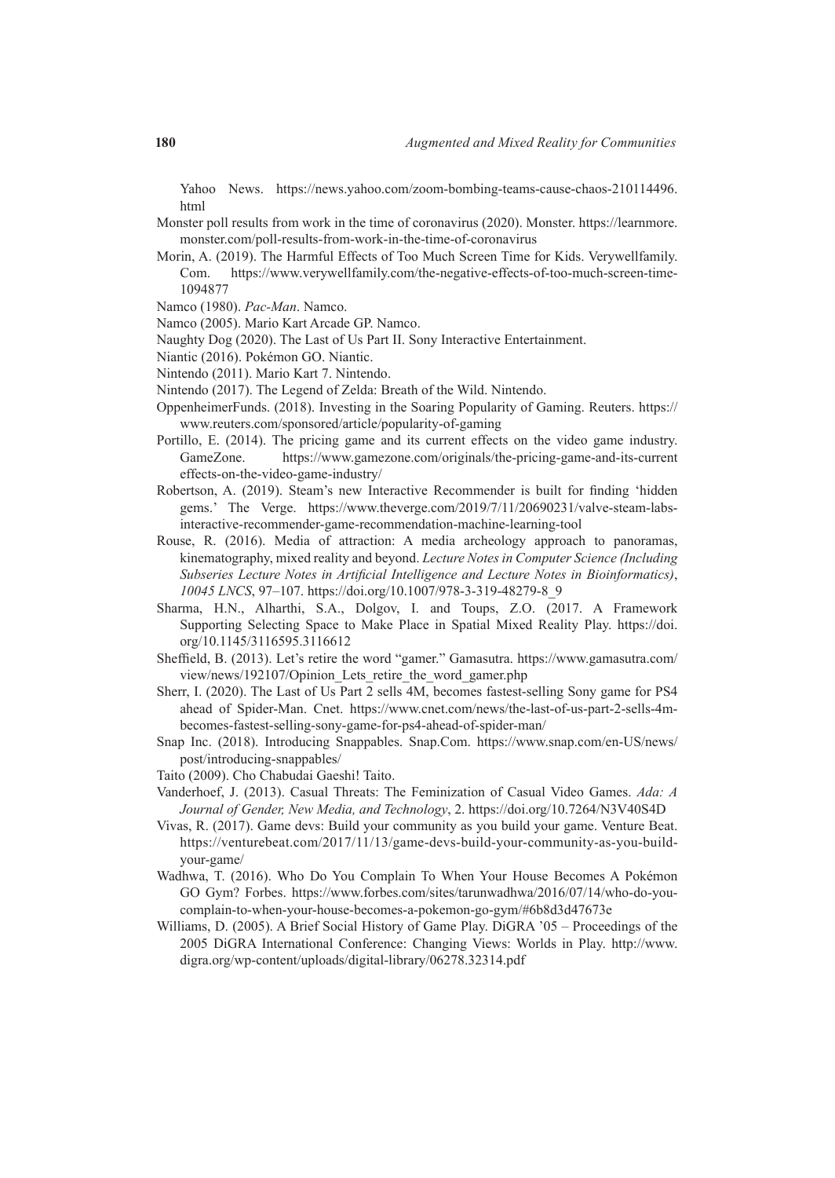Yahoo News. https://news.yahoo.com/zoom-bombing-teams-cause-chaos-210114496.html

Monster poll results from work in the time of coronavirus (2020). Monster. https://learnmore.monster.com/poll-results-from-work-in-the-time-of-coronavirus

Morin, A. (2019). The Harmful Effects of Too Much Screen Time for Kids. Verywellfamily. Com. https://www.verywellfamily.com/the-negative-effects-of-too-much-screen-time-1094877

Namco (1980). *Pac-Man*. Namco.

Namco (2005). Mario Kart Arcade GP. Namco.

Naughty Dog (2020). The Last of Us Part II. Sony Interactive Entertainment.

Niantic (2016). Pokémon GO. Niantic.

Nintendo (2011). Mario Kart 7. Nintendo.

Nintendo (2017). The Legend of Zelda: Breath of the Wild. Nintendo.

OppenheimerFunds. (2018). Investing in the Soaring Popularity of Gaming. Reuters. https://www.reuters.com/sponsored/article/popularity-of-gaming

Portillo, E. (2014). The pricing game and its current effects on the video game industry. GameZone. https://www.gamezone.com/originals/the-pricing-game-and-its-current effects-on-the-video-game-industry/

Robertson, A. (2019). Steam's new Interactive Recommender is built for finding 'hidden gems.' The Verge. https://www.theverge.com/2019/7/11/20690231/valve-steam-labs-interactive-recommender-game-recommendation-machine-learning-tool

Rouse, R. (2016). Media of attraction: A media archeology approach to panoramas, kinematography, mixed reality and beyond. *Lecture Notes in Computer Science (Including Subseries Lecture Notes in Artificial Intelligence and Lecture Notes in Bioinformatics)*, *10045 LNCS*, 97–107. https://doi.org/10.1007/978-3-319-48279-8_9

Sharma, H.N., Alharthi, S.A., Dolgov, I. and Toups, Z.O. (2017. A Framework Supporting Selecting Space to Make Place in Spatial Mixed Reality Play. https://doi.org/10.1145/3116595.3116612

Sheffield, B. (2013). Let's retire the word "gamer." Gamasutra. https://www.gamasutra.com/view/news/192107/Opinion_Lets_retire_the_word_gamer.php

Sherr, I. (2020). The Last of Us Part 2 sells 4M, becomes fastest-selling Sony game for PS4 ahead of Spider-Man. Cnet. https://www.cnet.com/news/the-last-of-us-part-2-sells-4m-becomes-fastest-selling-sony-game-for-ps4-ahead-of-spider-man/

Snap Inc. (2018). Introducing Snappables. Snap.Com. https://www.snap.com/en-US/news/post/introducing-snappables/

Taito (2009). Cho Chabudai Gaeshi! Taito.

Vanderhoef, J. (2013). Casual Threats: The Feminization of Casual Video Games. *Ada: A Journal of Gender, New Media, and Technology*, 2. https://doi.org/10.7264/N3V40S4D

Vivas, R. (2017). Game devs: Build your community as you build your game. Venture Beat. https://venturebeat.com/2017/11/13/game-devs-build-your-community-as-you-build-your-game/

Wadhwa, T. (2016). Who Do You Complain To When Your House Becomes A Pokémon GO Gym? Forbes. https://www.forbes.com/sites/tarunwadhwa/2016/07/14/who-do-you-complain-to-when-your-house-becomes-a-pokemon-go-gym/#6b8d3d47673e

Williams, D. (2005). A Brief Social History of Game Play. DiGRA '05 – Proceedings of the 2005 DiGRA International Conference: Changing Views: Worlds in Play. http://www.digra.org/wp-content/uploads/digital-library/06278.32314.pdf